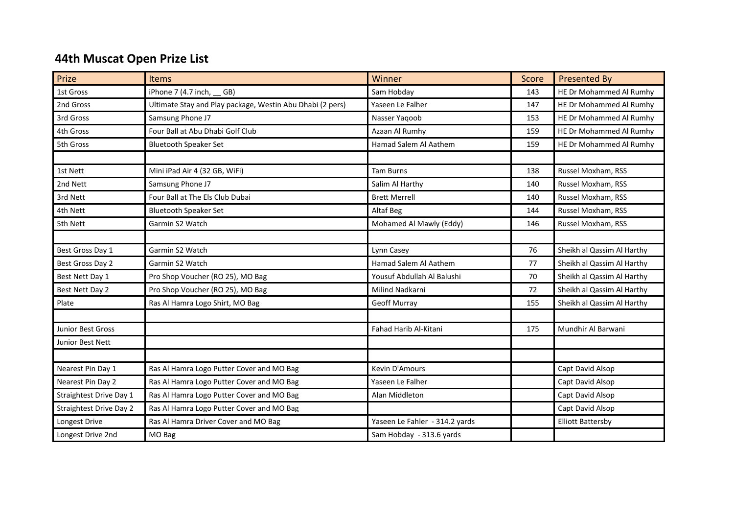# 44th Muscat Open Prize List

| Prize | Items | Winner | Score | Presented By |
|---|---|---|---|---|
| 1st Gross | iPhone 7 (4.7 inch, __ GB) | Sam Hobday | 143 | HE Dr Mohammed Al Rumhy |
| 2nd Gross | Ultimate Stay and Play package, Westin Abu Dhabi (2 pers) | Yaseen Le Falher | 147 | HE Dr Mohammed Al Rumhy |
| 3rd Gross | Samsung Phone J7 | Nasser Yaqoob | 153 | HE Dr Mohammed Al Rumhy |
| 4th Gross | Four Ball at Abu Dhabi Golf Club | Azaan Al Rumhy | 159 | HE Dr Mohammed Al Rumhy |
| 5th Gross | Bluetooth Speaker Set | Hamad Salem Al Aathem | 159 | HE Dr Mohammed Al Rumhy |
| | | | | |
| 1st Nett | Mini iPad Air 4 (32 GB, WiFi) | Tam Burns | 138 | Russel Moxham, RSS |
| 2nd Nett | Samsung Phone J7 | Salim Al Harthy | 140 | Russel Moxham, RSS |
| 3rd Nett | Four Ball at The Els Club Dubai | Brett Merrell | 140 | Russel Moxham, RSS |
| 4th Nett | Bluetooth Speaker Set | Altaf Beg | 144 | Russel Moxham, RSS |
| 5th Nett | Garmin S2 Watch | Mohamed Al Mawly (Eddy) | 146 | Russel Moxham, RSS |
| | | | | |
| Best Gross Day 1 | Garmin S2 Watch | Lynn Casey | 76 | Sheikh al Qassim Al Harthy |
| Best Gross Day 2 | Garmin S2 Watch | Hamad Salem Al Aathem | 77 | Sheikh al Qassim Al Harthy |
| Best Nett Day 1 | Pro Shop Voucher (RO 25), MO Bag | Yousuf Abdullah Al Balushi | 70 | Sheikh al Qassim Al Harthy |
| Best Nett Day 2 | Pro Shop Voucher (RO 25), MO Bag | Milind Nadkarni | 72 | Sheikh al Qassim Al Harthy |
| Plate | Ras Al Hamra Logo Shirt, MO Bag | Geoff Murray | 155 | Sheikh al Qassim Al Harthy |
| | | | | |
| Junior Best Gross | | Fahad Harib Al-Kitani | 175 | Mundhir Al Barwani |
| Junior Best Nett | | | | |
| | | | | |
| Nearest Pin Day 1 | Ras Al Hamra Logo Putter Cover and MO Bag | Kevin D'Amours | | Capt David Alsop |
| Nearest Pin Day 2 | Ras Al Hamra Logo Putter Cover and MO Bag | Yaseen Le Falher | | Capt David Alsop |
| Straightest Drive Day 1 | Ras Al Hamra Logo Putter Cover and MO Bag | Alan Middleton | | Capt David Alsop |
| Straightest Drive Day 2 | Ras Al Hamra Logo Putter Cover and MO Bag | | | Capt David Alsop |
| Longest Drive | Ras Al Hamra Driver Cover and MO Bag | Yaseen Le Fahler - 314.2 yards | | Elliott Battersby |
| Longest Drive 2nd | MO Bag | Sam Hobday - 313.6 yards | | |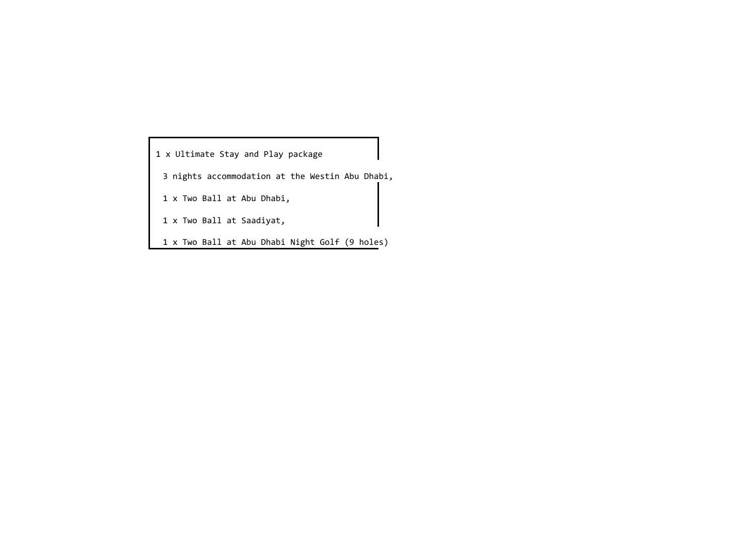```
1 x Ultimate Stay and Play package

  3 nights accommodation at the Westin Abu Dhabi,

  1 x Two Ball at Abu Dhabi,

  1 x Two Ball at Saadiyat,

  1 x Two Ball at Abu Dhabi Night Golf (9 holes)
```